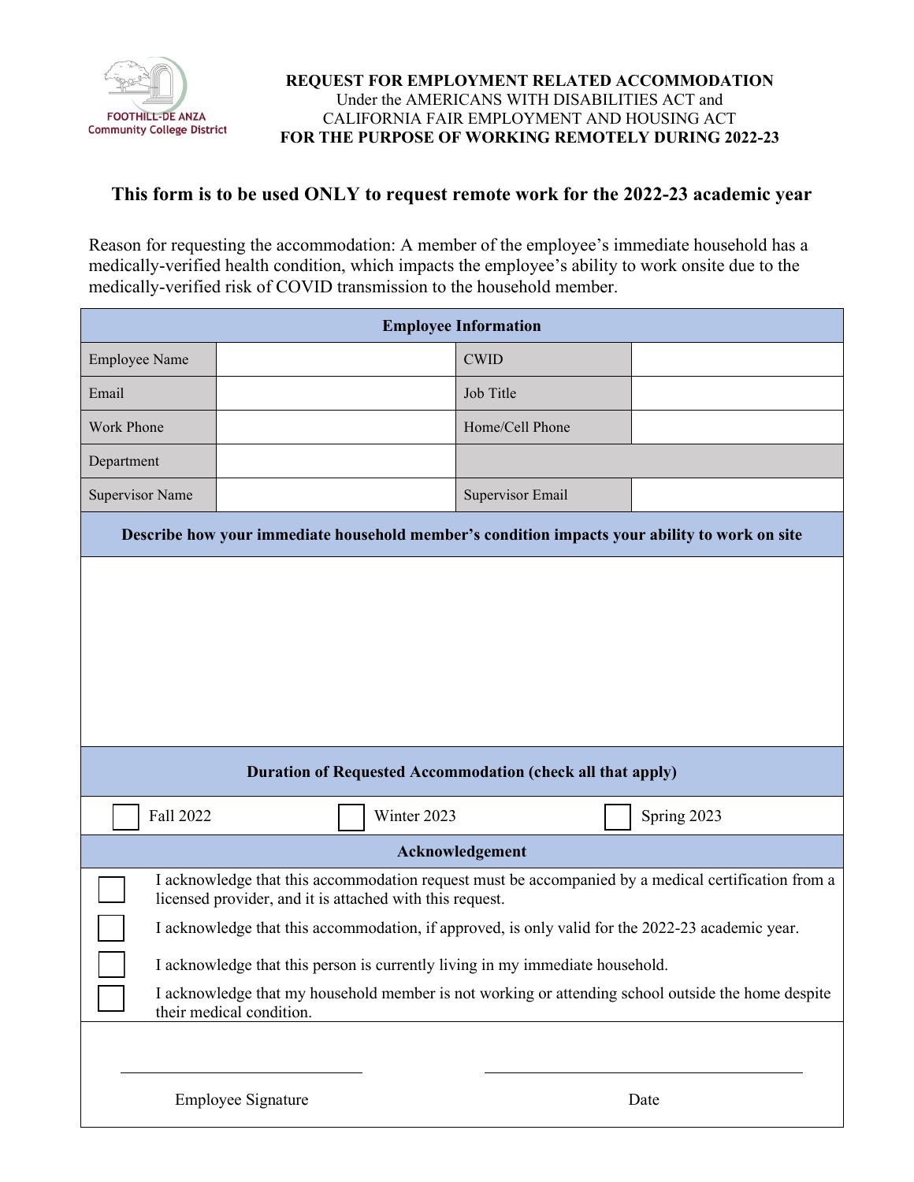FOOTHILL-DE ANZA Community College District

**REQUEST FOR EMPLOYMENT RELATED ACCOMMODATION**
Under the AMERICANS WITH DISABILITIES ACT and
CALIFORNIA FAIR EMPLOYMENT AND HOUSING ACT
**FOR THE PURPOSE OF WORKING REMOTELY DURING 2022-23**

## This form is to be used ONLY to request remote work for the 2022-23 academic year

Reason for requesting the accommodation: A member of the employee's immediate household has a medically-verified health condition, which impacts the employee's ability to work onsite due to the medically-verified risk of COVID transmission to the household member.

| **Employee Information** | | | |
|---|---|---|---|
| Employee Name | | CWID | |
| Email | | Job Title | |
| Work Phone | | Home/Cell Phone | |
| Department | | | |
| Supervisor Name | | Supervisor Email | |

| **Describe how your immediate household member's condition impacts your ability to work on site** |
|---|
| |

| **Duration of Requested Accommodation (check all that apply)** | | |
|---|---|---|
| ☐ Fall 2022 | ☐ Winter 2023 | ☐ Spring 2023 |

| **Acknowledgement** | |
|---|---|
| ☐ | I acknowledge that this accommodation request must be accompanied by a medical certification from a licensed provider, and it is attached with this request. |
| ☐ | I acknowledge that this accommodation, if approved, is only valid for the 2022-23 academic year. |
| ☐ | I acknowledge that this person is currently living in my immediate household. |
| ☐ | I acknowledge that my household member is not working or attending school outside the home despite their medical condition. |

_______________________________ Employee Signature

_______________________________ Date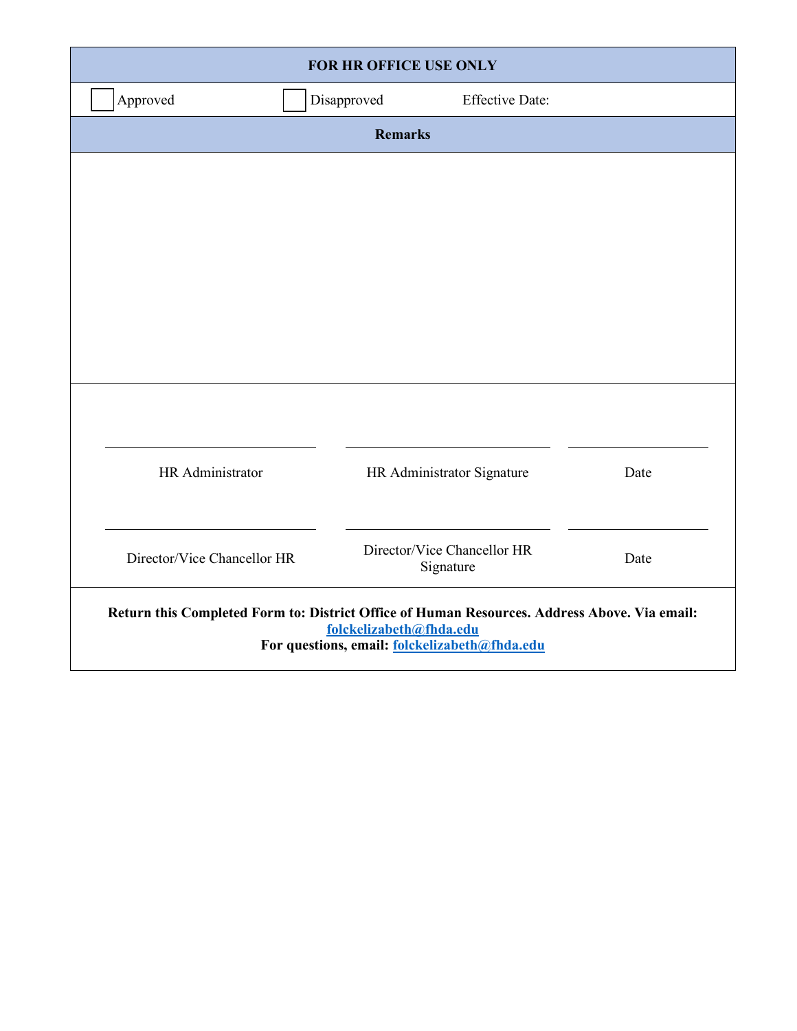**FOR HR OFFICE USE ONLY**

☐ Approved ☐ Disapproved Effective Date:

**Remarks**

| | | |
|---|---|---|
| HR Administrator | HR Administrator Signature | Date |
| Director/Vice Chancellor HR | Director/Vice Chancellor HR Signature | Date |

**Return this Completed Form to: District Office of Human Resources. Address Above. Via email: folckelizabeth@fhda.edu**
**For questions, email: folckelizabeth@fhda.edu**